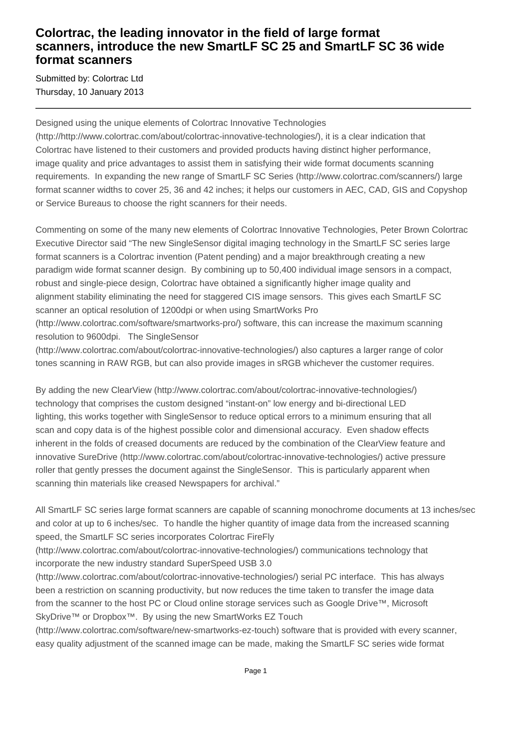# Colortrac, the leading innovator in the field of large format scanners, introduce the new SmartLF SC 25 and SmartLF SC 36 wide format scanners

Submitted by: Colortrac Ltd
Thursday, 10 January 2013

---

Designed using the unique elements of Colortrac Innovative Technologies (http://http://www.colortrac.com/about/colortrac-innovative-technologies/), it is a clear indication that Colortrac have listened to their customers and provided products having distinct higher performance, image quality and price advantages to assist them in satisfying their wide format documents scanning requirements.  In expanding the new range of SmartLF SC Series (http://www.colortrac.com/scanners/) large format scanner widths to cover 25, 36 and 42 inches; it helps our customers in AEC, CAD, GIS and Copyshop or Service Bureaus to choose the right scanners for their needs.

Commenting on some of the many new elements of Colortrac Innovative Technologies, Peter Brown Colortrac Executive Director said "The new SingleSensor digital imaging technology in the SmartLF SC series large format scanners is a Colortrac invention (Patent pending) and a major breakthrough creating a new paradigm wide format scanner design.  By combining up to 50,400 individual image sensors in a compact, robust and single-piece design, Colortrac have obtained a significantly higher image quality and alignment stability eliminating the need for staggered CIS image sensors.  This gives each SmartLF SC scanner an optical resolution of 1200dpi or when using SmartWorks Pro (http://www.colortrac.com/software/smartworks-pro/) software, this can increase the maximum scanning resolution to 9600dpi.   The SingleSensor (http://www.colortrac.com/about/colortrac-innovative-technologies/) also captures a larger range of color tones scanning in RAW RGB, but can also provide images in sRGB whichever the customer requires.

By adding the new ClearView (http://www.colortrac.com/about/colortrac-innovative-technologies/) technology that comprises the custom designed "instant-on" low energy and bi-directional LED lighting, this works together with SingleSensor to reduce optical errors to a minimum ensuring that all scan and copy data is of the highest possible color and dimensional accuracy.  Even shadow effects inherent in the folds of creased documents are reduced by the combination of the ClearView feature and innovative SureDrive (http://www.colortrac.com/about/colortrac-innovative-technologies/) active pressure roller that gently presses the document against the SingleSensor.  This is particularly apparent when scanning thin materials like creased Newspapers for archival."

All SmartLF SC series large format scanners are capable of scanning monochrome documents at 13 inches/sec and color at up to 6 inches/sec.  To handle the higher quantity of image data from the increased scanning speed, the SmartLF SC series incorporates Colortrac FireFly (http://www.colortrac.com/about/colortrac-innovative-technologies/) communications technology that incorporate the new industry standard SuperSpeed USB 3.0 (http://www.colortrac.com/about/colortrac-innovative-technologies/) serial PC interface.  This has always been a restriction on scanning productivity, but now reduces the time taken to transfer the image data from the scanner to the host PC or Cloud online storage services such as Google Drive™, Microsoft SkyDrive™ or Dropbox™.  By using the new SmartWorks EZ Touch (http://www.colortrac.com/software/new-smartworks-ez-touch) software that is provided with every scanner, easy quality adjustment of the scanned image can be made, making the SmartLF SC series wide format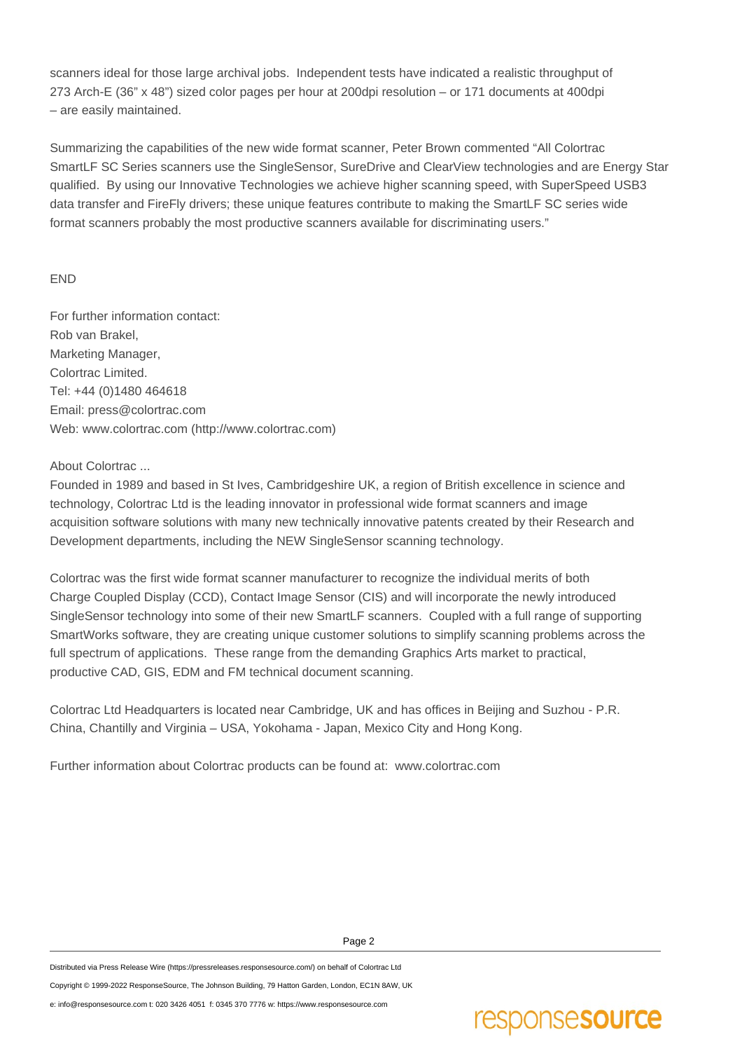scanners ideal for those large archival jobs. Independent tests have indicated a realistic throughput of 273 Arch-E (36" x 48") sized color pages per hour at 200dpi resolution – or 171 documents at 400dpi – are easily maintained.

Summarizing the capabilities of the new wide format scanner, Peter Brown commented "All Colortrac SmartLF SC Series scanners use the SingleSensor, SureDrive and ClearView technologies and are Energy Star qualified. By using our Innovative Technologies we achieve higher scanning speed, with SuperSpeed USB3 data transfer and FireFly drivers; these unique features contribute to making the SmartLF SC series wide format scanners probably the most productive scanners available for discriminating users."

END

For further information contact:
Rob van Brakel,
Marketing Manager,
Colortrac Limited.
Tel: +44 (0)1480 464618
Email: press@colortrac.com
Web: www.colortrac.com (http://www.colortrac.com)

About Colortrac ...
Founded in 1989 and based in St Ives, Cambridgeshire UK, a region of British excellence in science and technology, Colortrac Ltd is the leading innovator in professional wide format scanners and image acquisition software solutions with many new technically innovative patents created by their Research and Development departments, including the NEW SingleSensor scanning technology.

Colortrac was the first wide format scanner manufacturer to recognize the individual merits of both Charge Coupled Display (CCD), Contact Image Sensor (CIS) and will incorporate the newly introduced SingleSensor technology into some of their new SmartLF scanners. Coupled with a full range of supporting SmartWorks software, they are creating unique customer solutions to simplify scanning problems across the full spectrum of applications. These range from the demanding Graphics Arts market to practical, productive CAD, GIS, EDM and FM technical document scanning.

Colortrac Ltd Headquarters is located near Cambridge, UK and has offices in Beijing and Suzhou - P.R. China, Chantilly and Virginia – USA, Yokohama - Japan, Mexico City and Hong Kong.

Further information about Colortrac products can be found at: www.colortrac.com